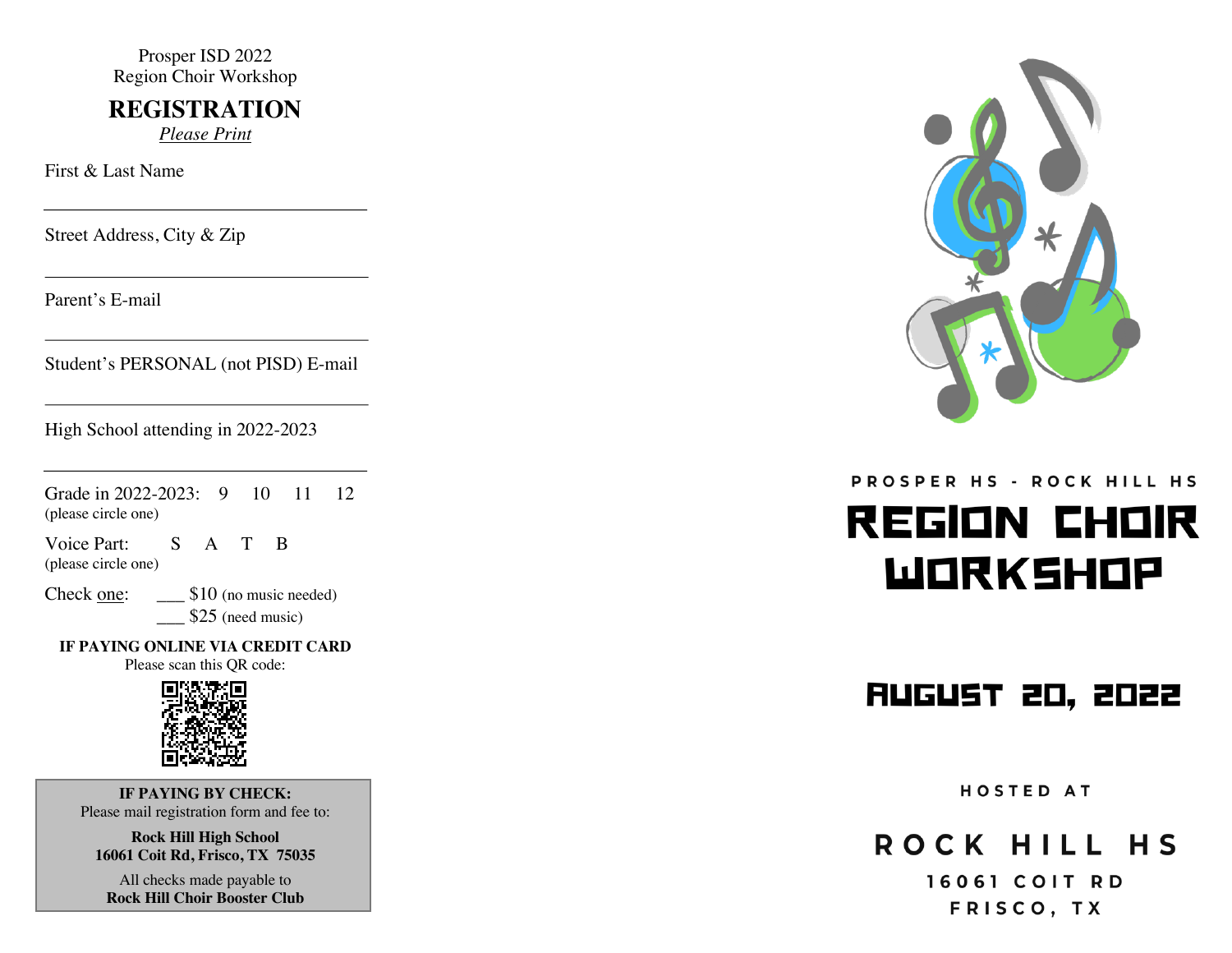Prosper ISD 2022
Region Choir Workshop

# REGISTRATION

*Please Print*

First & Last Name

\_\_\_\_\_\_\_\_\_\_\_\_\_\_\_\_\_\_\_\_\_\_\_\_\_\_\_\_\_\_\_\_\_\_\_\_

Street Address, City & Zip

\_\_\_\_\_\_\_\_\_\_\_\_\_\_\_\_\_\_\_\_\_\_\_\_\_\_\_\_\_\_\_\_\_\_\_\_

Parent's E-mail

\_\_\_\_\_\_\_\_\_\_\_\_\_\_\_\_\_\_\_\_\_\_\_\_\_\_\_\_\_\_\_\_\_\_\_\_

Student's PERSONAL (not PISD) E-mail

\_\_\_\_\_\_\_\_\_\_\_\_\_\_\_\_\_\_\_\_\_\_\_\_\_\_\_\_\_\_\_\_\_\_\_\_

High School attending in 2022-2023

\_\_\_\_\_\_\_\_\_\_\_\_\_\_\_\_\_\_\_\_\_\_\_\_\_\_\_\_\_\_\_\_\_\_\_\_

Grade in 2022-2023: 9 10 11 12
(please circle one)

Voice Part: S A T B
(please circle one)

Check one: \_\_\_ $10 (no music needed)
\_\_\_ $25 (need music)

**IF PAYING ONLINE VIA CREDIT CARD**
Please scan this QR code:

**IF PAYING BY CHECK:**
Please mail registration form and fee to:

**Rock Hill High School**
**16061 Coit Rd, Frisco, TX 75035**

All checks made payable to
**Rock Hill Choir Booster Club**

PROSPER HS - ROCK HILL HS

# REGION CHOIR WORKSHOP

## AUGUST 20, 2022

HOSTED AT

ROCK HILL HS
16061 COIT RD
FRISCO, TX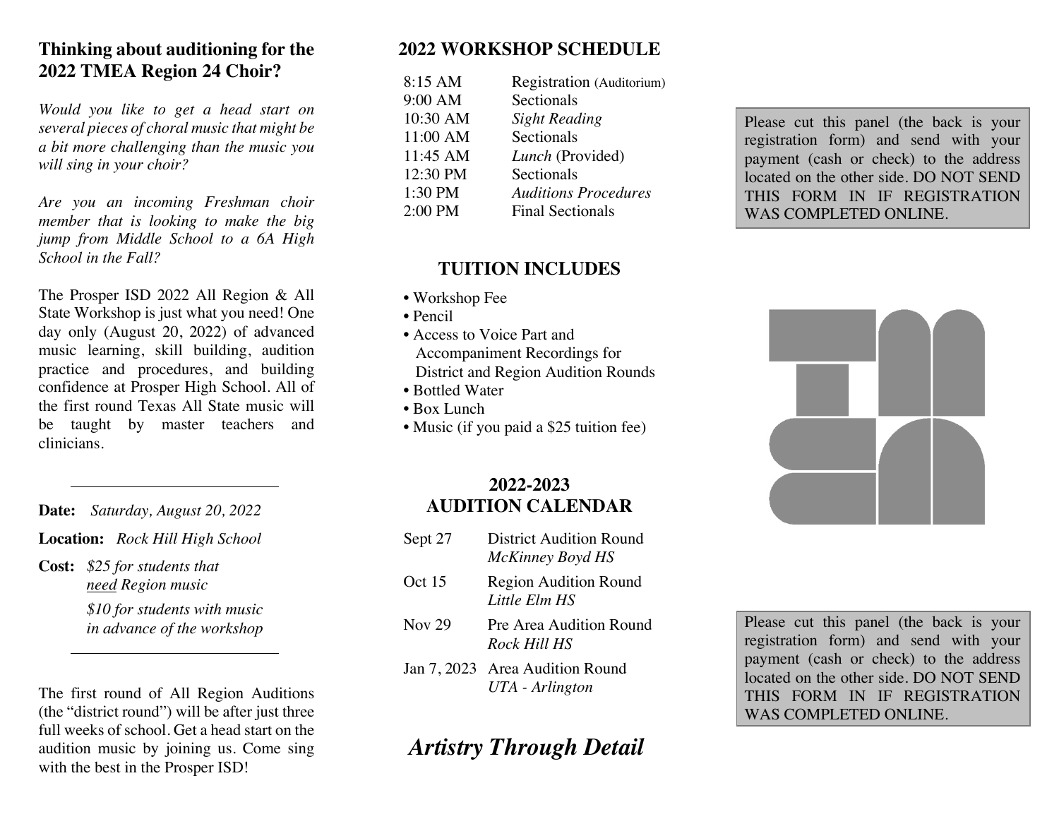## Thinking about auditioning for the 2022 TMEA Region 24 Choir?

*Would you like to get a head start on several pieces of choral music that might be a bit more challenging than the music you will sing in your choir?*

*Are you an incoming Freshman choir member that is looking to make the big jump from Middle School to a 6A High School in the Fall?*

The Prosper ISD 2022 All Region & All State Workshop is just what you need! One day only (August 20, 2022) of advanced music learning, skill building, audition practice and procedures, and building confidence at Prosper High School. All of the first round Texas All State music will be taught by master teachers and clinicians.

---

**Date:** *Saturday, August 20, 2022*

**Location:** *Rock Hill High School*

**Cost:** *$25 for students that need Region music*

*$10 for students with music in advance of the workshop*

---

The first round of All Region Auditions (the "district round") will be after just three full weeks of school. Get a head start on the audition music by joining us. Come sing with the best in the Prosper ISD!

## 2022 WORKSHOP SCHEDULE

| | |
|---|---|
| 8:15 AM | Registration (Auditorium) |
| 9:00 AM | Sectionals |
| 10:30 AM | *Sight Reading* |
| 11:00 AM | Sectionals |
| 11:45 AM | *Lunch* (Provided) |
| 12:30 PM | Sectionals |
| 1:30 PM | *Auditions Procedures* |
| 2:00 PM | Final Sectionals |

## TUITION INCLUDES

- Workshop Fee
- Pencil
- Access to Voice Part and Accompaniment Recordings for District and Region Audition Rounds
- Bottled Water
- Box Lunch
- Music (if you paid a $25 tuition fee)

## 2022-2023 AUDITION CALENDAR

| | |
|---|---|
| Sept 27 | District Audition Round *McKinney Boyd HS* |
| Oct 15 | Region Audition Round *Little Elm HS* |
| Nov 29 | Pre Area Audition Round *Rock Hill HS* |
| Jan 7, 2023 | Area Audition Round *UTA - Arlington* |

***Artistry Through Detail***

Please cut this panel (the back is your registration form) and send with your payment (cash or check) to the address located on the other side. DO NOT SEND THIS FORM IN IF REGISTRATION WAS COMPLETED ONLINE.

Please cut this panel (the back is your registration form) and send with your payment (cash or check) to the address located on the other side. DO NOT SEND THIS FORM IN IF REGISTRATION WAS COMPLETED ONLINE.